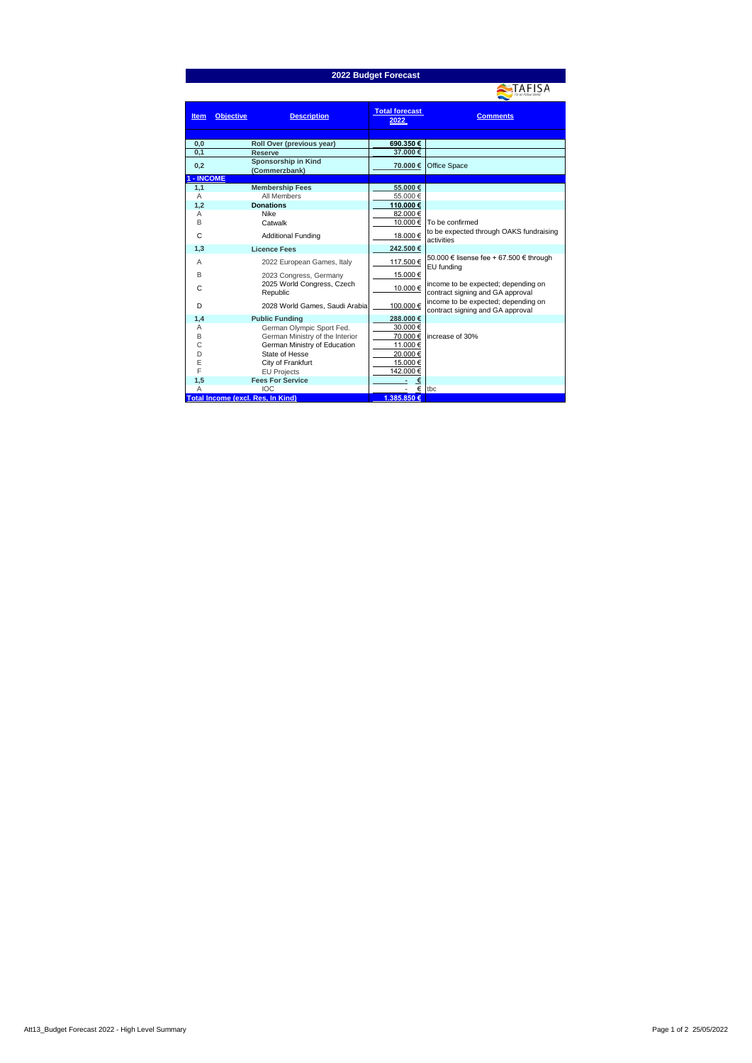# 2022 Budget Forecast

TAFISA

| Item | Objective | Description | Total forecast 2022 | Comments |
|---|---|---|---|---|
| 0,0 | | **Roll Over (previous year)** | **690.350 €** | |
| 0,1 | | **Reserve** | **37.000 €** | |
| 0,2 | | **Sponsorship in Kind (Commerzbank)** | **70.000 €** | Office Space |
| **1 - INCOME** | | | | |
| 1,1 | | **Membership Fees** | **55.000 €** | |
| A | | All Members | 55.000 € | |
| 1,2 | | **Donations** | **110.000 €** | |
| A | | Nike | 82.000 € | |
| B | | Catwalk | 10.000 € | To be confirmed |
| C | | Additional Funding | 18.000 € | to be expected through OAKS fundraising activities |
| 1,3 | | **Licence Fees** | **242.500 €** | |
| A | | 2022 European Games, Italy | 117.500 € | 50.000 € lisense fee + 67.500 € through EU funding |
| B | | 2023 Congress, Germany | 15.000 € | |
| C | | 2025 World Congress, Czech Republic | 10.000 € | income to be expected; depending on contract signing and GA approval |
| D | | 2028 World Games, Saudi Arabia | 100.000 € | income to be expected; depending on contract signing and GA approval |
| 1,4 | | **Public Funding** | **288.000 €** | |
| A | | German Olympic Sport Fed. | 30.000 € | |
| B | | German Ministry of the Interior | 70.000 € | increase of 30% |
| C | | German Ministry of Education | 11.000 € | |
| D | | State of Hesse | 20.000 € | |
| E | | City of Frankfurt | 15.000 € | |
| F | | EU Projects | 142.000 € | |
| 1,5 | | **Fees For Service** | **- €** | |
| A | | IOC | - € | tbc |
| **Total Income (excl. Res, In Kind)** | | | **1.385.850 €** | |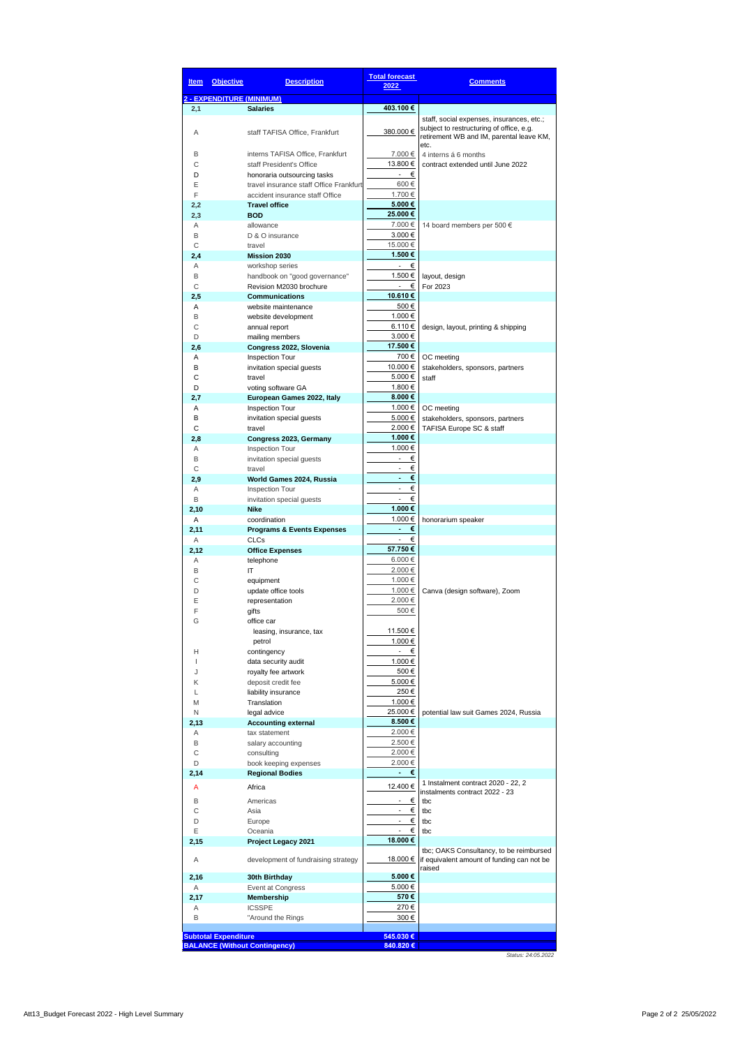| Item | Objective | Description | Total forecast 2022 | Comments |
|---|---|---|---|---|
| **2 - EXPENDITURE (MINIMUM)** | | | | |
| **2,1** | | **Salaries** | **403.100 €** | |
| A | | staff TAFISA Office, Frankfurt | 380.000 € | staff, social expenses, insurances, etc.; subject to restructuring of office, e.g. retirement WB and IM, parental leave KM, etc. |
| B | | interns TAFISA Office, Frankfurt | 7.000 € | 4 interns á 6 months |
| C | | staff President's Office | 13.800 € | contract extended until June 2022 |
| D | | honoraria outsourcing tasks | - € | |
| E | | travel insurance staff Office Frankfurt | 600 € | |
| F | | accident insurance staff Office | 1.700 € | |
| **2,2** | | **Travel office** | **5.000 €** | |
| **2,3** | | **BOD** | **25.000 €** | |
| A | | allowance | 7.000 € | 14 board members per 500 € |
| B | | D & O insurance | 3.000 € | |
| C | | travel | 15.000 € | |
| **2,4** | | **Mission 2030** | **1.500 €** | |
| A | | workshop series | - € | |
| B | | handbook on "good governance" | 1.500 € | layout, design |
| C | | Revision M2030 brochure | - € | For 2023 |
| **2,5** | | **Communications** | **10.610 €** | |
| A | | website maintenance | 500 € | |
| B | | website development | 1.000 € | |
| C | | annual report | 6.110 € | design, layout, printing & shipping |
| D | | mailing members | 3.000 € | |
| **2,6** | | **Congress 2022, Slovenia** | **17.500 €** | |
| A | | Inspection Tour | 700 € | OC meeting |
| B | | invitation special guests | 10.000 € | stakeholders, sponsors, partners |
| C | | travel | 5.000 € | staff |
| D | | voting software GA | 1.800 € | |
| **2,7** | | **European Games 2022, Italy** | **8.000 €** | |
| A | | Inspection Tour | 1.000 € | OC meeting |
| B | | invitation special guests | 5.000 € | stakeholders, sponsors, partners |
| C | | travel | 2.000 € | TAFISA Europe SC & staff |
| **2,8** | | **Congress 2023, Germany** | **1.000 €** | |
| A | | Inspection Tour | 1.000 € | |
| B | | invitation special guests | - € | |
| C | | travel | - € | |
| **2,9** | | **World Games 2024, Russia** | **- €** | |
| A | | Inspection Tour | - € | |
| B | | invitation special guests | - € | |
| **2,10** | | **Nike** | **1.000 €** | |
| A | | coordination | 1.000 € | honorarium speaker |
| **2,11** | | **Programs & Events Expenses** | **- €** | |
| A | | CLCs | - € | |
| **2,12** | | **Office Expenses** | **57.750 €** | |
| A | | telephone | 6.000 € | |
| B | | IT | 2.000 € | |
| C | | equipment | 1.000 € | |
| D | | update office tools | 1.000 € | Canva (design software), Zoom |
| E | | representation | 2.000 € | |
| F | | gifts | 500 € | |
| G | | office car | | |
| | | leasing, insurance, tax | 11.500 € | |
| | | petrol | 1.000 € | |
| H | | contingency | - € | |
| I | | data security audit | 1.000 € | |
| J | | royalty fee artwork | 500 € | |
| K | | deposit credit fee | 5.000 € | |
| L | | liability insurance | 250 € | |
| M | | Translation | 1.000 € | |
| N | | legal advice | 25.000 € | potential law suit Games 2024, Russia |
| **2,13** | | **Accounting external** | **8.500 €** | |
| A | | tax statement | 2.000 € | |
| B | | salary accounting | 2.500 € | |
| C | | consulting | 2.000 € | |
| D | | book keeping expenses | 2.000 € | |
| **2,14** | | **Regional Bodies** | **- €** | |
| A | | Africa | 12.400 € | 1 Instalment contract 2020 - 22, 2 instalments contract 2022 - 23 |
| B | | Americas | - € | tbc |
| C | | Asia | - € | tbc |
| D | | Europe | - € | tbc |
| E | | Oceania | - € | tbc |
| **2,15** | | **Project Legacy 2021** | **18.000 €** | |
| A | | development of fundraising strategy | 18.000 € | tbc; OAKS Consultancy, to be reimbursed if equivalent amount of funding can not be raised |
| **2,16** | | **30th Birthday** | **5.000 €** | |
| A | | Event at Congress | 5.000 € | |
| **2,17** | | **Membership** | **570 €** | |
| A | | ICSSPE | 270 € | |
| B | | "Around the Rings | 300 € | |
| **Subtotal Expenditure** | | | **545.030 €** | |
| **BALANCE (Without Contingency)** | | | **840.820 €** | |

*Status: 24.05.2022*